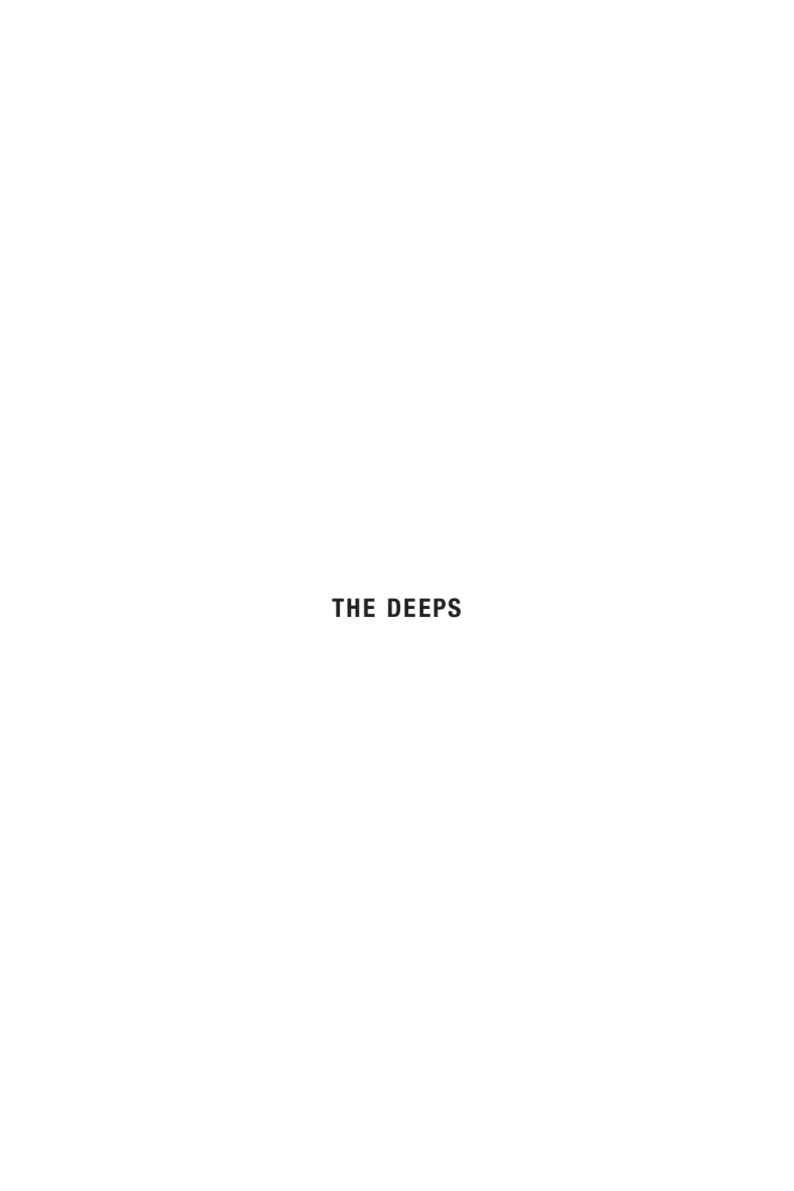# THE DEEPS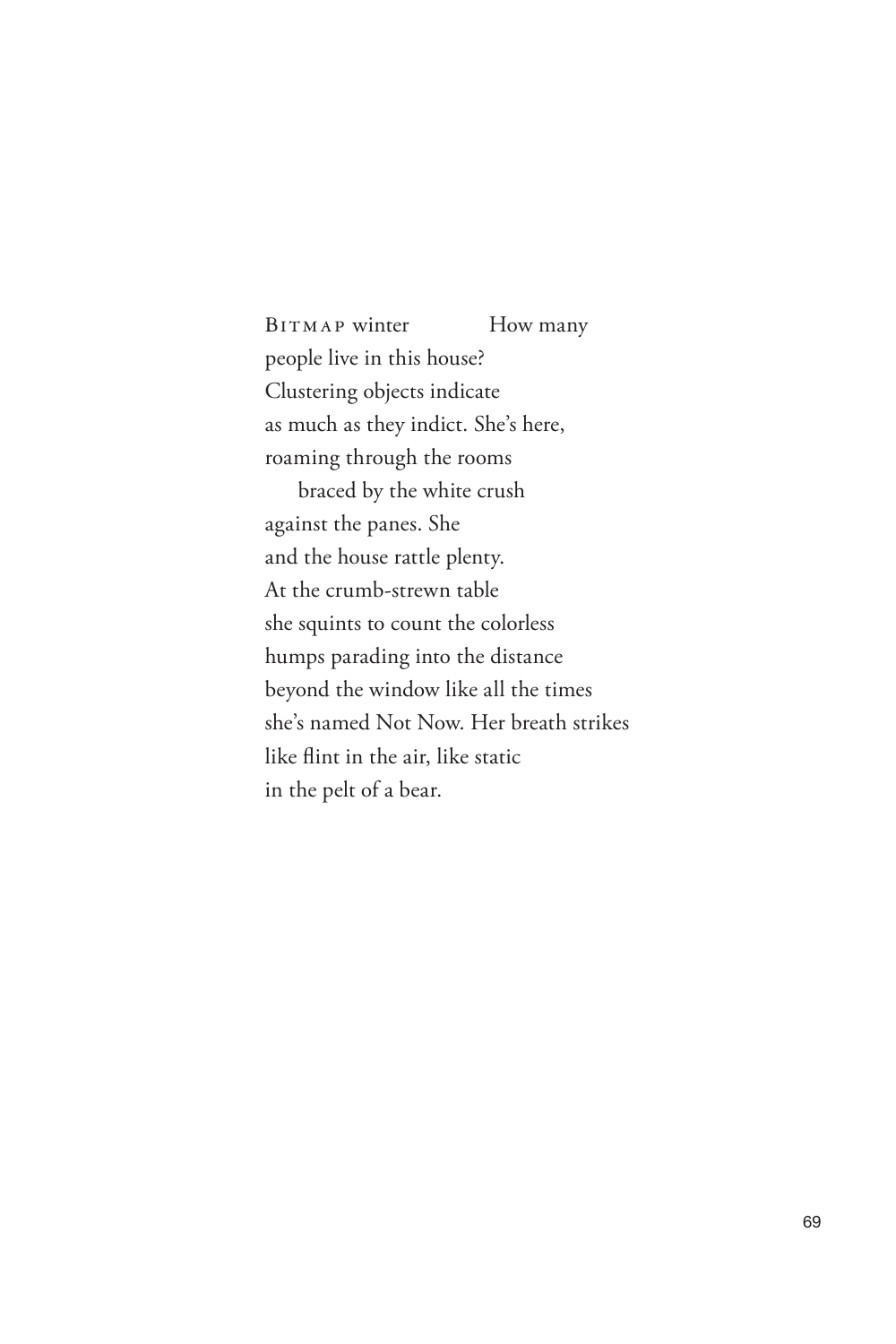BITMAP winter          How many
people live in this house?
Clustering objects indicate
as much as they indict. She's here,
roaming through the rooms
    braced by the white crush
against the panes. She
and the house rattle plenty.
At the crumb-strewn table
she squints to count the colorless
humps parading into the distance
beyond the window like all the times
she's named Not Now. Her breath strikes
like flint in the air, like static
in the pelt of a bear.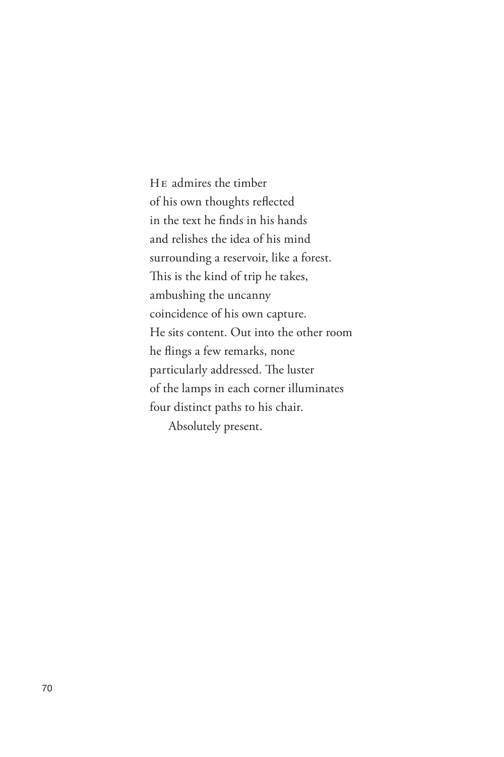HE admires the timber  
of his own thoughts reflected  
in the text he finds in his hands  
and relishes the idea of his mind  
surrounding a reservoir, like a forest.  
This is the kind of trip he takes,  
ambushing the uncanny  
coincidence of his own capture.  
He sits content. Out into the other room  
he flings a few remarks, none  
particularly addressed. The luster  
of the lamps in each corner illuminates  
four distinct paths to his chair.  
    Absolutely present.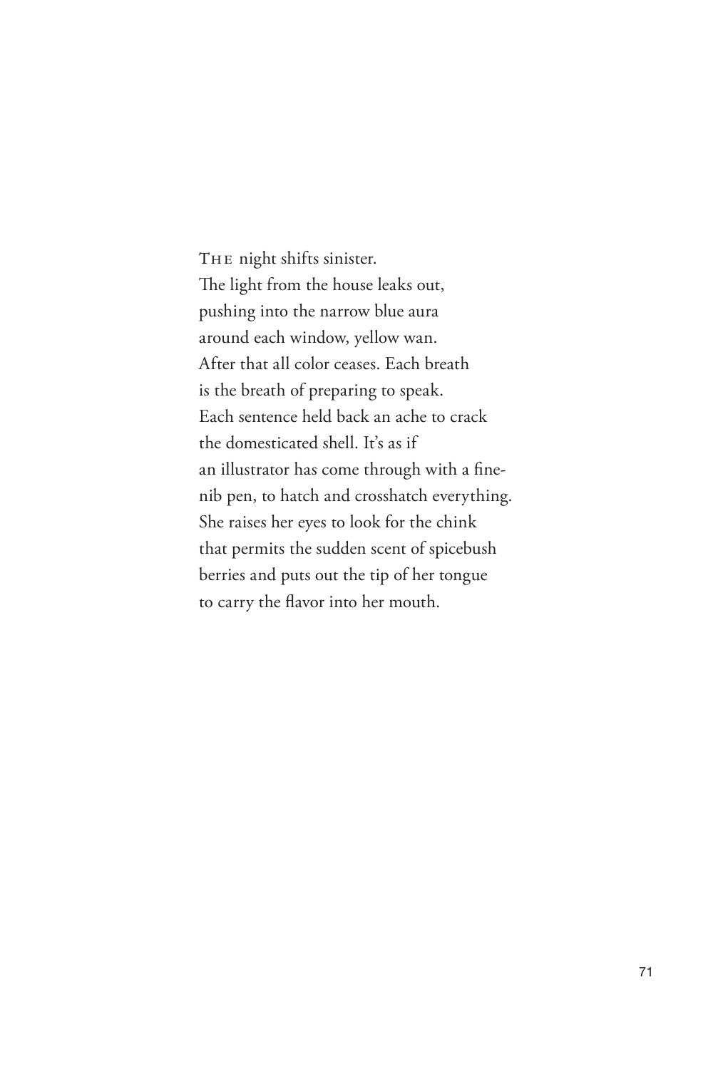THE night shifts sinister.  
The light from the house leaks out,  
pushing into the narrow blue aura  
around each window, yellow wan.  
After that all color ceases. Each breath  
is the breath of preparing to speak.  
Each sentence held back an ache to crack  
the domesticated shell. It's as if  
an illustrator has come through with a fine-  
nib pen, to hatch and crosshatch everything.  
She raises her eyes to look for the chink  
that permits the sudden scent of spicebush  
berries and puts out the tip of her tongue  
to carry the flavor into her mouth.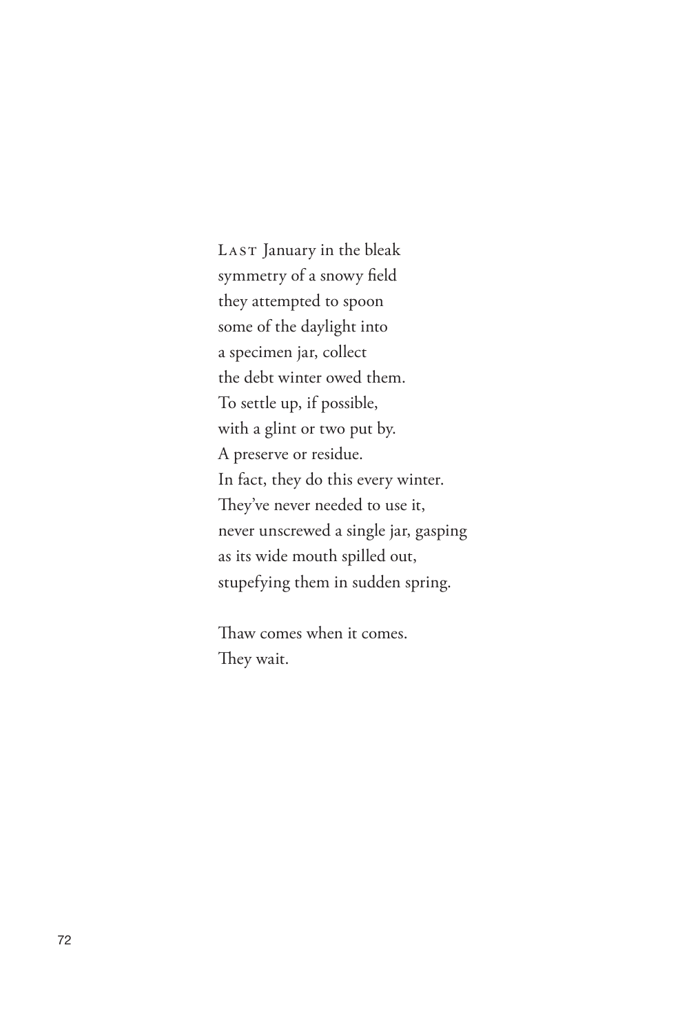LAST January in the bleak
symmetry of a snowy field
they attempted to spoon
some of the daylight into
a specimen jar, collect
the debt winter owed them.
To settle up, if possible,
with a glint or two put by.
A preserve or residue.
In fact, they do this every winter.
They've never needed to use it,
never unscrewed a single jar, gasping
as its wide mouth spilled out,
stupefying them in sudden spring.

Thaw comes when it comes.
They wait.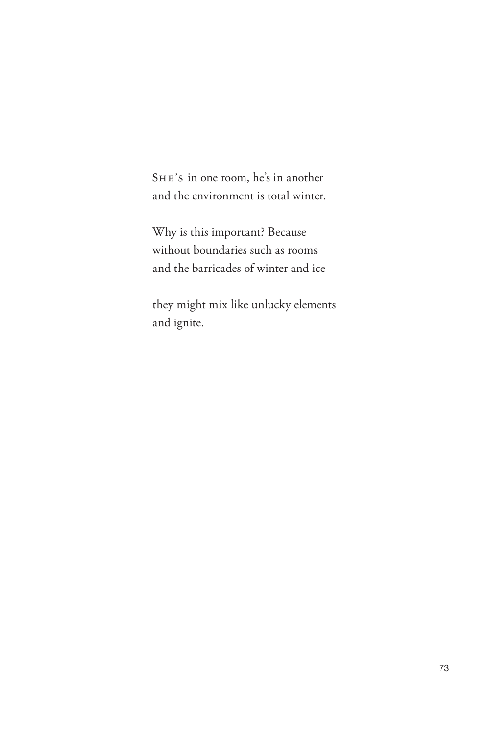SHE'S in one room, he's in another
and the environment is total winter.

Why is this important? Because
without boundaries such as rooms
and the barricades of winter and ice

they might mix like unlucky elements
and ignite.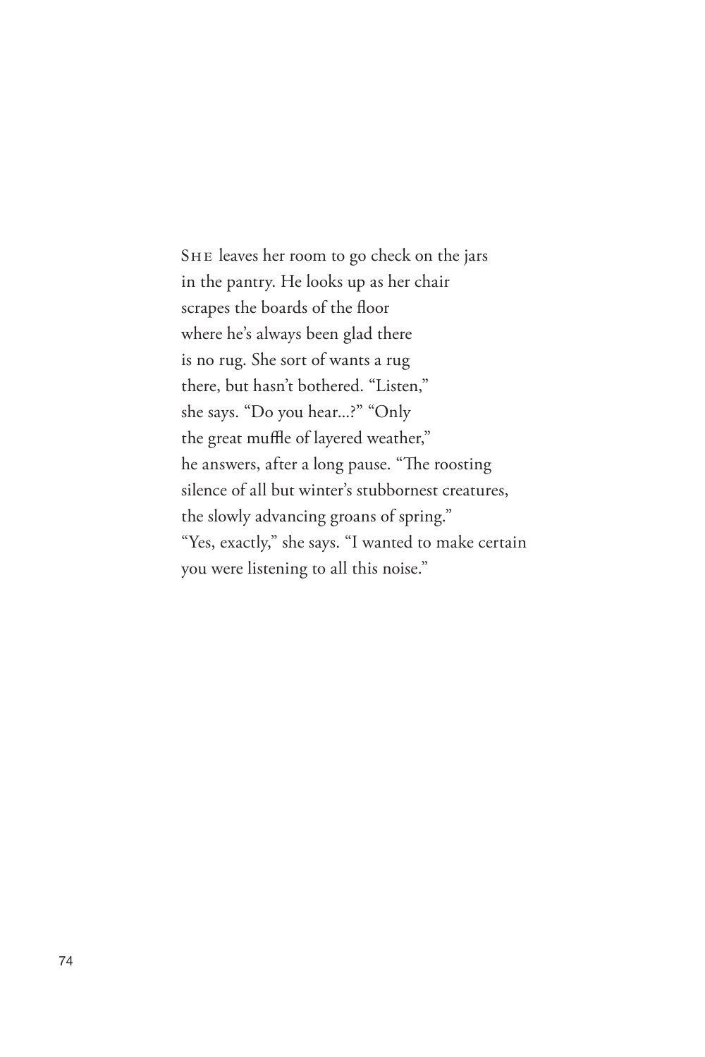SHE leaves her room to go check on the jars  
in the pantry. He looks up as her chair  
scrapes the boards of the floor  
where he's always been glad there  
is no rug. She sort of wants a rug  
there, but hasn't bothered. "Listen,"  
she says. "Do you hear...?" "Only  
the great muffle of layered weather,"  
he answers, after a long pause. "The roosting  
silence of all but winter's stubbornest creatures,  
the slowly advancing groans of spring."  
"Yes, exactly," she says. "I wanted to make certain  
you were listening to all this noise."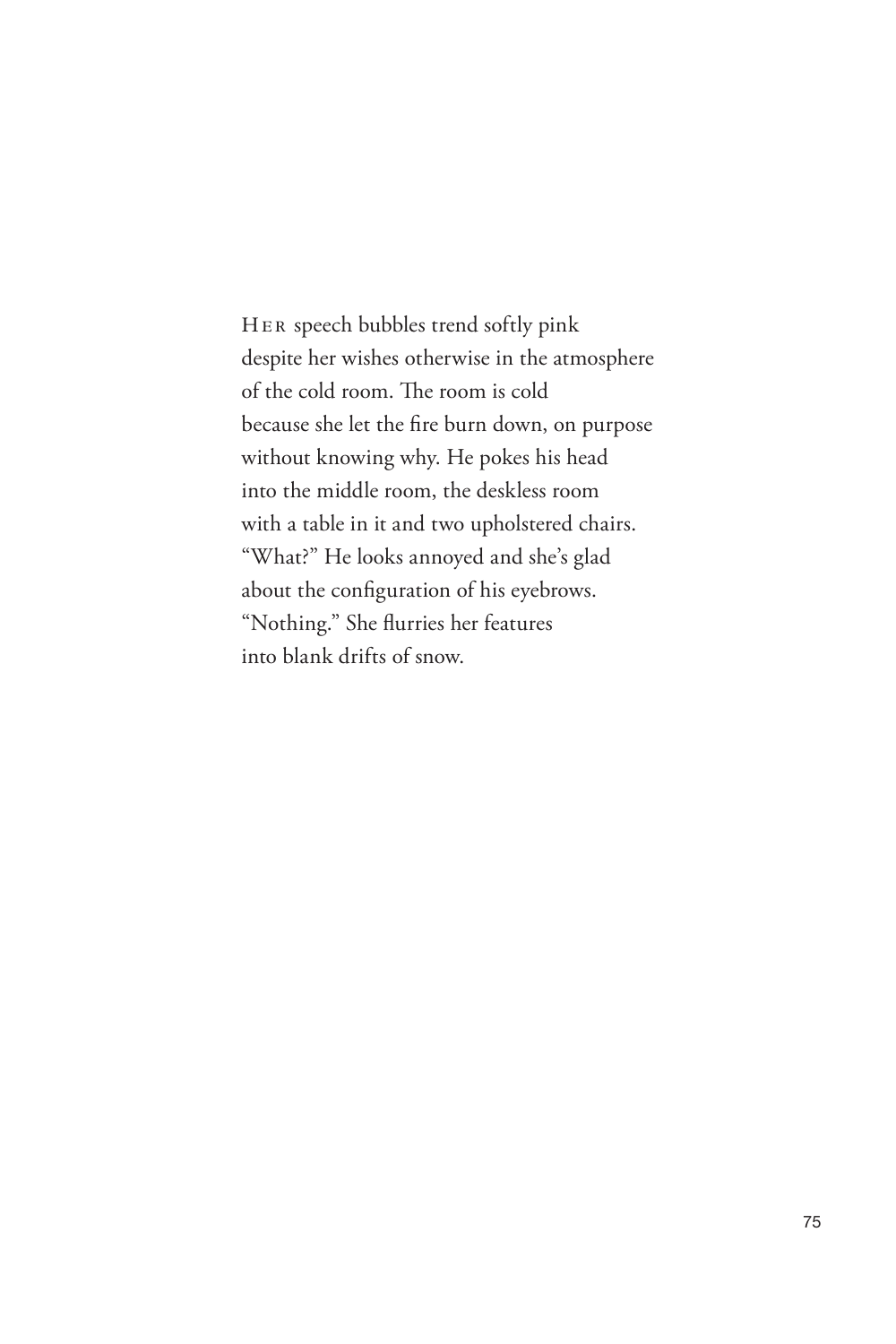HER speech bubbles trend softly pink  
despite her wishes otherwise in the atmosphere  
of the cold room. The room is cold  
because she let the fire burn down, on purpose  
without knowing why. He pokes his head  
into the middle room, the deskless room  
with a table in it and two upholstered chairs.  
"What?" He looks annoyed and she's glad  
about the configuration of his eyebrows.  
"Nothing." She flurries her features  
into blank drifts of snow.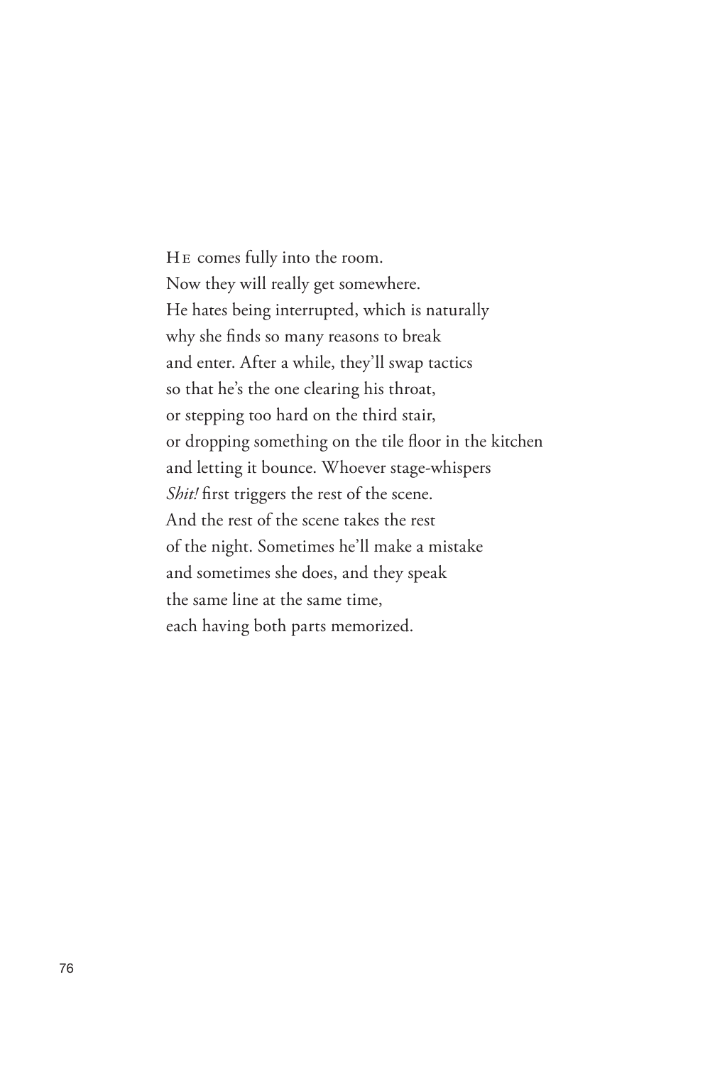HE comes fully into the room.  
Now they will really get somewhere.  
He hates being interrupted, which is naturally  
why she finds so many reasons to break  
and enter. After a while, they'll swap tactics  
so that he's the one clearing his throat,  
or stepping too hard on the third stair,  
or dropping something on the tile floor in the kitchen  
and letting it bounce. Whoever stage-whispers  
*Shit!* first triggers the rest of the scene.  
And the rest of the scene takes the rest  
of the night. Sometimes he'll make a mistake  
and sometimes she does, and they speak  
the same line at the same time,  
each having both parts memorized.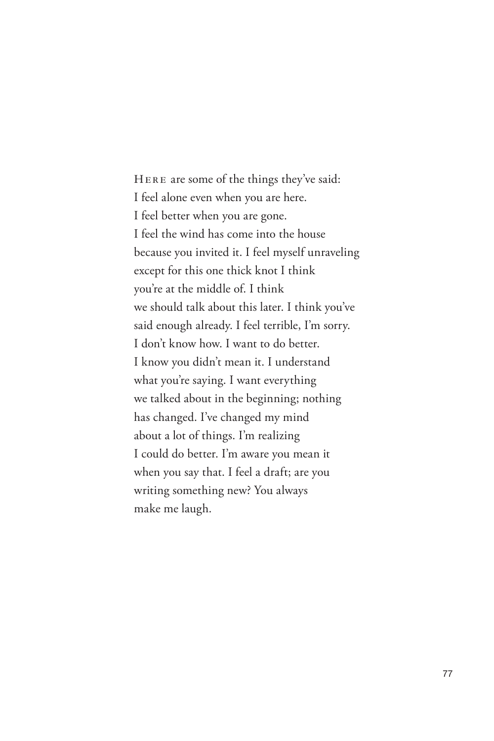HERE are some of the things they've said:  
I feel alone even when you are here.  
I feel better when you are gone.  
I feel the wind has come into the house  
because you invited it. I feel myself unraveling  
except for this one thick knot I think  
you're at the middle of. I think  
we should talk about this later. I think you've  
said enough already. I feel terrible, I'm sorry.  
I don't know how. I want to do better.  
I know you didn't mean it. I understand  
what you're saying. I want everything  
we talked about in the beginning; nothing  
has changed. I've changed my mind  
about a lot of things. I'm realizing  
I could do better. I'm aware you mean it  
when you say that. I feel a draft; are you  
writing something new? You always  
make me laugh.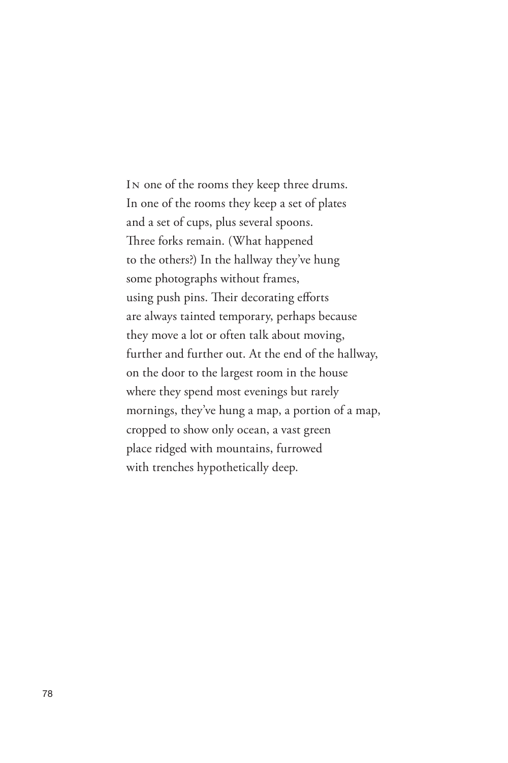IN one of the rooms they keep three drums.  
In one of the rooms they keep a set of plates  
and a set of cups, plus several spoons.  
Three forks remain. (What happened  
to the others?) In the hallway they've hung  
some photographs without frames,  
using push pins. Their decorating efforts  
are always tainted temporary, perhaps because  
they move a lot or often talk about moving,  
further and further out. At the end of the hallway,  
on the door to the largest room in the house  
where they spend most evenings but rarely  
mornings, they've hung a map, a portion of a map,  
cropped to show only ocean, a vast green  
place ridged with mountains, furrowed  
with trenches hypothetically deep.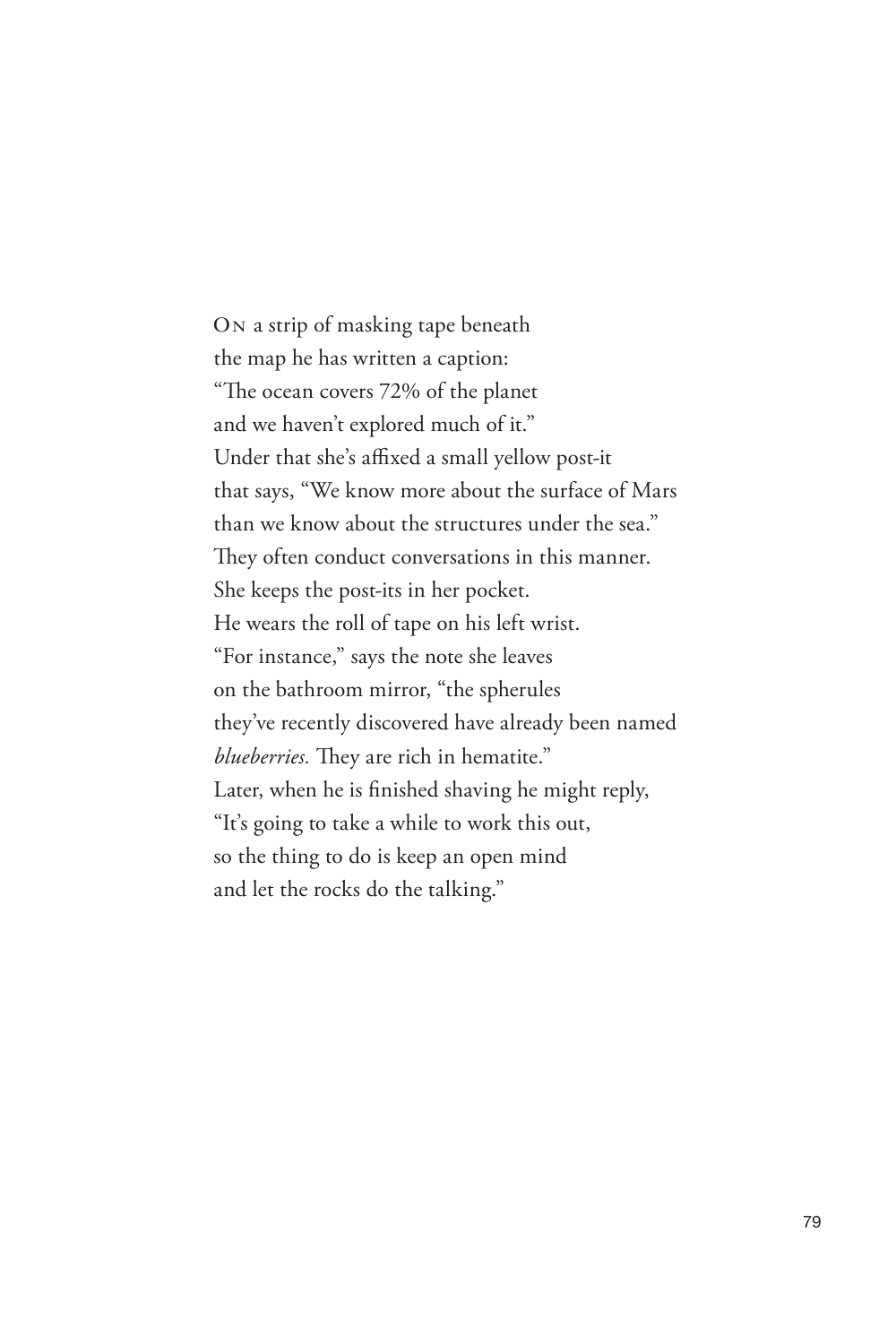ON a strip of masking tape beneath  
the map he has written a caption:  
“The ocean covers 72% of the planet  
and we haven’t explored much of it.”  
Under that she’s affixed a small yellow post-it  
that says, “We know more about the surface of Mars  
than we know about the structures under the sea.”  
They often conduct conversations in this manner.  
She keeps the post-its in her pocket.  
He wears the roll of tape on his left wrist.  
“For instance,” says the note she leaves  
on the bathroom mirror, “the spherules  
they’ve recently discovered have already been named  
*blueberries.* They are rich in hematite.”  
Later, when he is finished shaving he might reply,  
“It’s going to take a while to work this out,  
so the thing to do is keep an open mind  
and let the rocks do the talking.”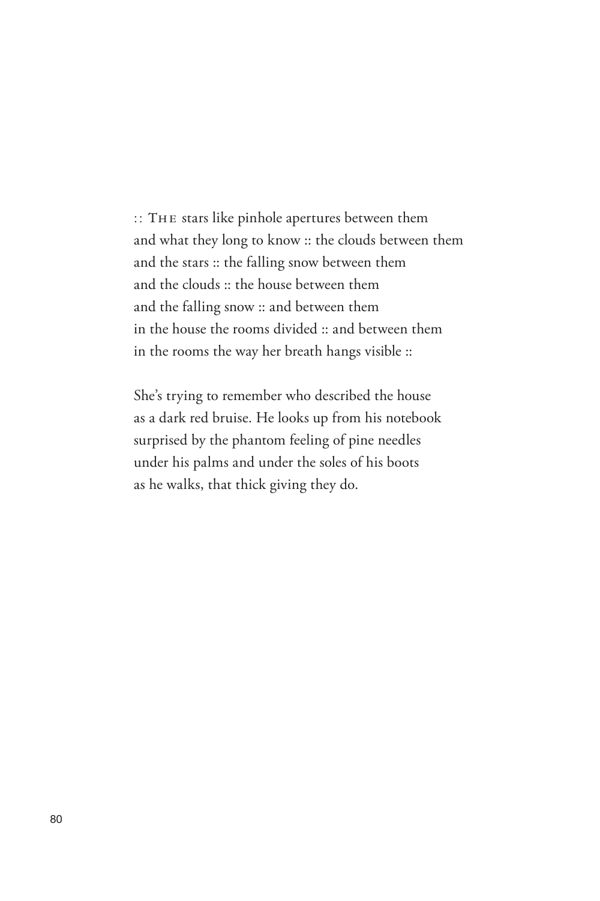:: THE stars like pinhole apertures between them  
and what they long to know :: the clouds between them  
and the stars :: the falling snow between them  
and the clouds :: the house between them  
and the falling snow :: and between them  
in the house the rooms divided :: and between them  
in the rooms the way her breath hangs visible ::

She's trying to remember who described the house  
as a dark red bruise. He looks up from his notebook  
surprised by the phantom feeling of pine needles  
under his palms and under the soles of his boots  
as he walks, that thick giving they do.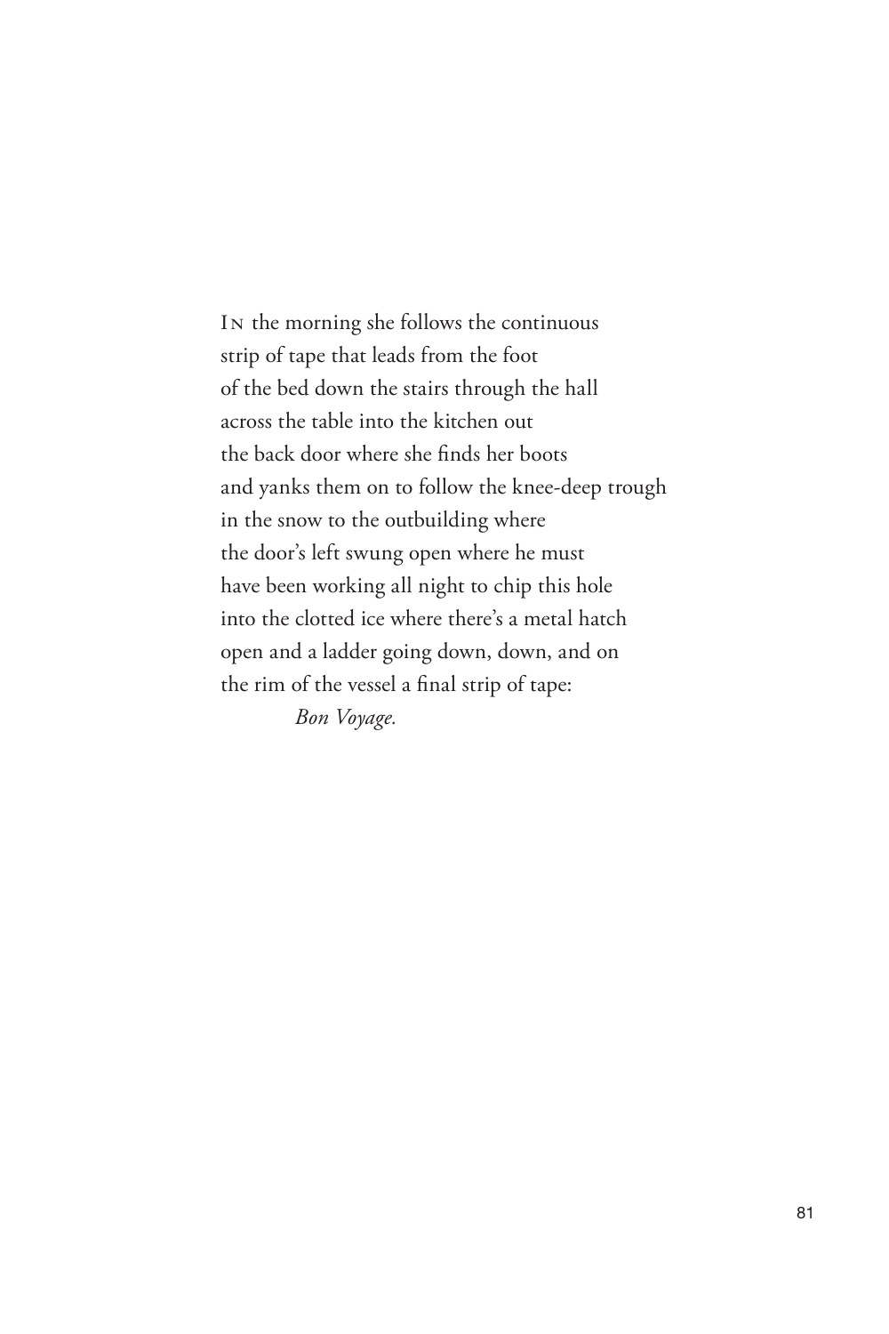In the morning she follows the continuous
strip of tape that leads from the foot
of the bed down the stairs through the hall
across the table into the kitchen out
the back door where she finds her boots
and yanks them on to follow the knee-deep trough
in the snow to the outbuilding where
the door's left swung open where he must
have been working all night to chip this hole
into the clotted ice where there's a metal hatch
open and a ladder going down, down, and on
the rim of the vessel a final strip of tape:

*Bon Voyage.*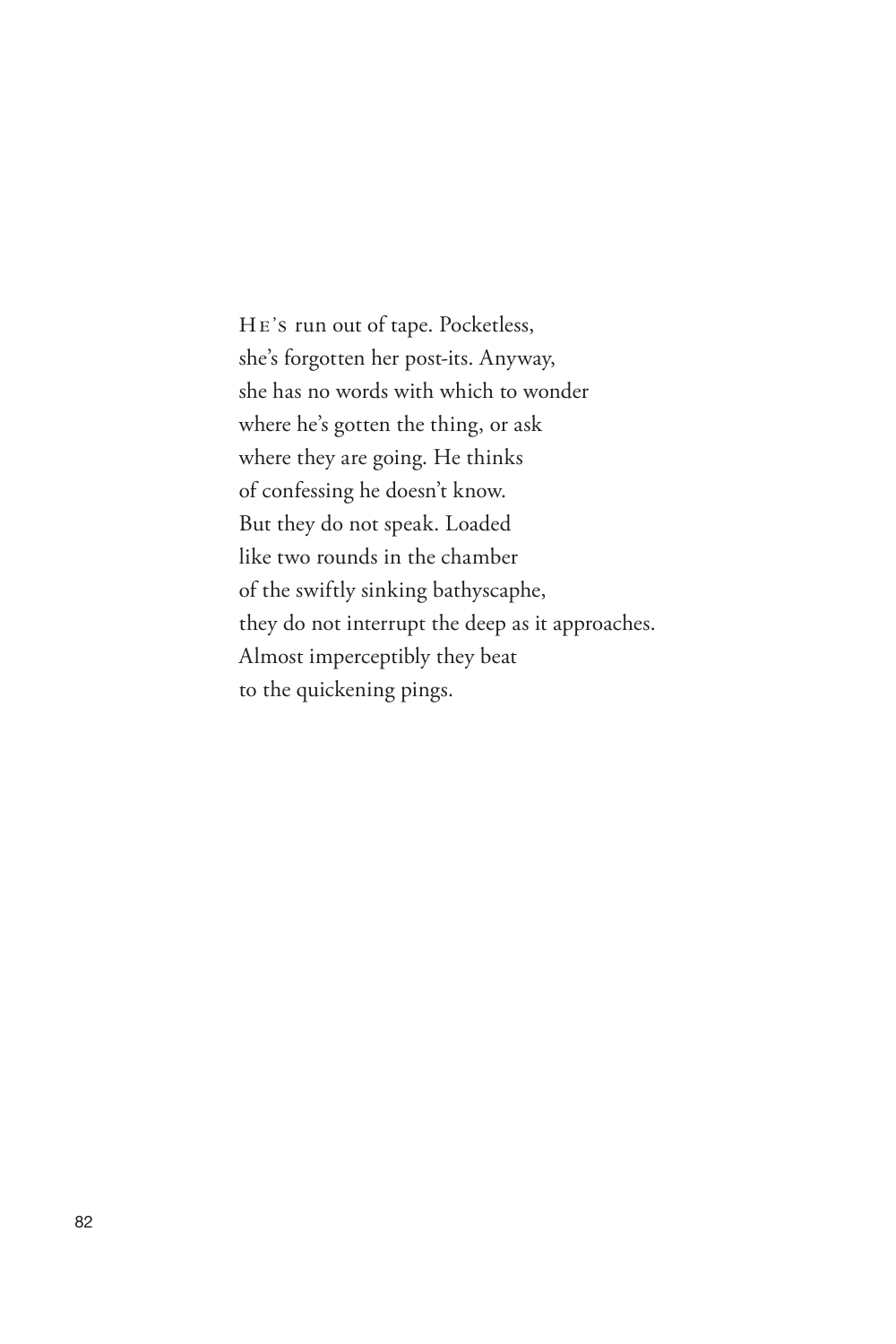HE'S run out of tape. Pocketless,  
she's forgotten her post-its. Anyway,  
she has no words with which to wonder  
where he's gotten the thing, or ask  
where they are going. He thinks  
of confessing he doesn't know.  
But they do not speak. Loaded  
like two rounds in the chamber  
of the swiftly sinking bathyscaphe,  
they do not interrupt the deep as it approaches.  
Almost imperceptibly they beat  
to the quickening pings.